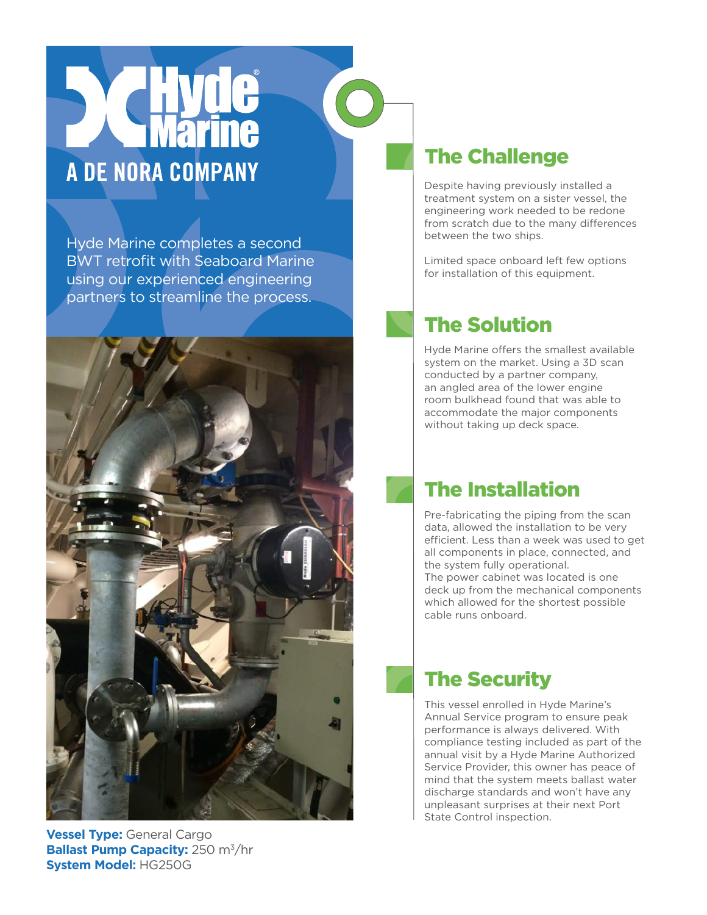# Hyde Marine

A DE NORA COMPANY

Hyde Marine completes a second BWT retrofit with Seaboard Marine using our experienced engineering partners to streamline the process.

**Vessel Type:** General Cargo
**Ballast Pump Capacity:** 250 $m^3$/hr
**System Model:** HG250G

## The Challenge

Despite having previously installed a treatment system on a sister vessel, the engineering work needed to be redone from scratch due to the many differences between the two ships.

Limited space onboard left few options for installation of this equipment.

## The Solution

Hyde Marine offers the smallest available system on the market. Using a 3D scan conducted by a partner company, an angled area of the lower engine room bulkhead found that was able to accommodate the major components without taking up deck space.

## The Installation

Pre-fabricating the piping from the scan data, allowed the installation to be very efficient. Less than a week was used to get all components in place, connected, and the system fully operational.
The power cabinet was located is one deck up from the mechanical components which allowed for the shortest possible cable runs onboard.

## The Security

This vessel enrolled in Hyde Marine's Annual Service program to ensure peak performance is always delivered. With compliance testing included as part of the annual visit by a Hyde Marine Authorized Service Provider, this owner has peace of mind that the system meets ballast water discharge standards and won't have any unpleasant surprises at their next Port State Control inspection.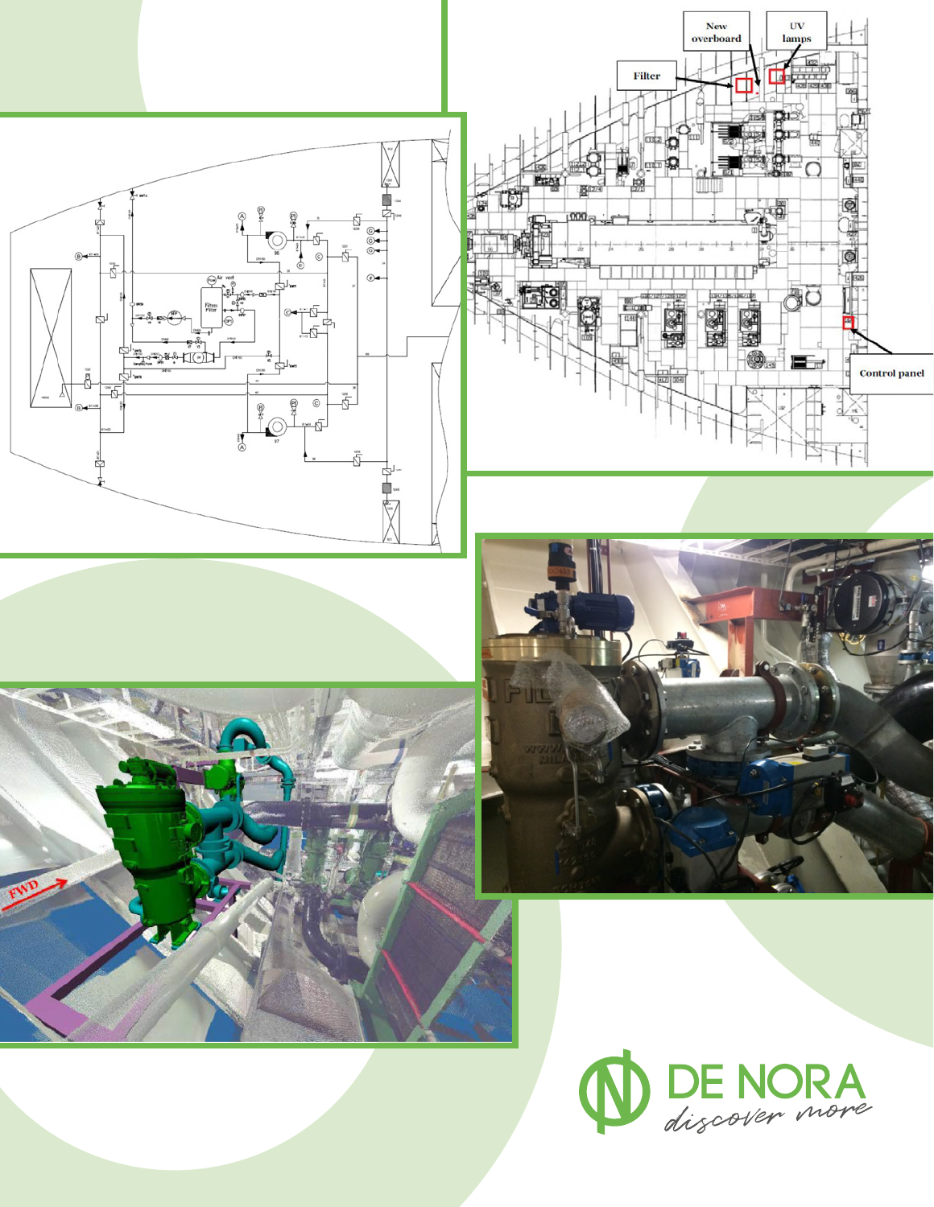New overboard

UV lamps

Filter

Control panel

FWD

DE NORA

*discover more*